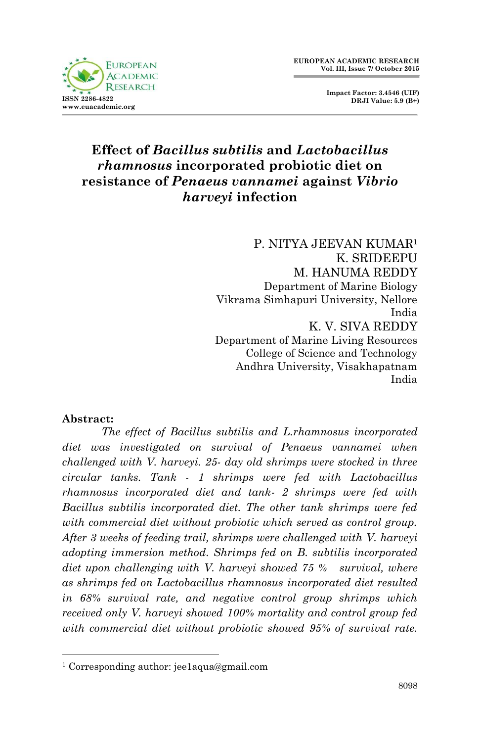# Effect of *Bacillus subtilis* and *Lactobacillus rhamnosus* incorporated probiotic diet on resistance of *Penaeus vannamei* against *Vibrio harveyi* infection

P. NITYA JEEVAN KUMAR[1]
K. SRIDEEPU
M. HANUMA REDDY
Department of Marine Biology
Vikrama Simhapuri University, Nellore
India

K. V. SIVA REDDY
Department of Marine Living Resources
College of Science and Technology
Andhra University, Visakhapatnam
India

**Abstract:**

*The effect of Bacillus subtilis and L.rhamnosus incorporated diet was investigated on survival of Penaeus vannamei when challenged with V. harveyi. 25- day old shrimps were stocked in three circular tanks. Tank - 1 shrimps were fed with Lactobacillus rhamnosus incorporated diet and tank- 2 shrimps were fed with Bacillus subtilis incorporated diet. The other tank shrimps were fed with commercial diet without probiotic which served as control group. After 3 weeks of feeding trail, shrimps were challenged with V. harveyi adopting immersion method. Shrimps fed on B. subtilis incorporated diet upon challenging with V. harveyi showed 75 % survival, where as shrimps fed on Lactobacillus rhamnosus incorporated diet resulted in 68% survival rate, and negative control group shrimps which received only V. harveyi showed 100% mortality and control group fed with commercial diet without probiotic showed 95% of survival rate.*

---

[1] Corresponding author: jee1aqua@gmail.com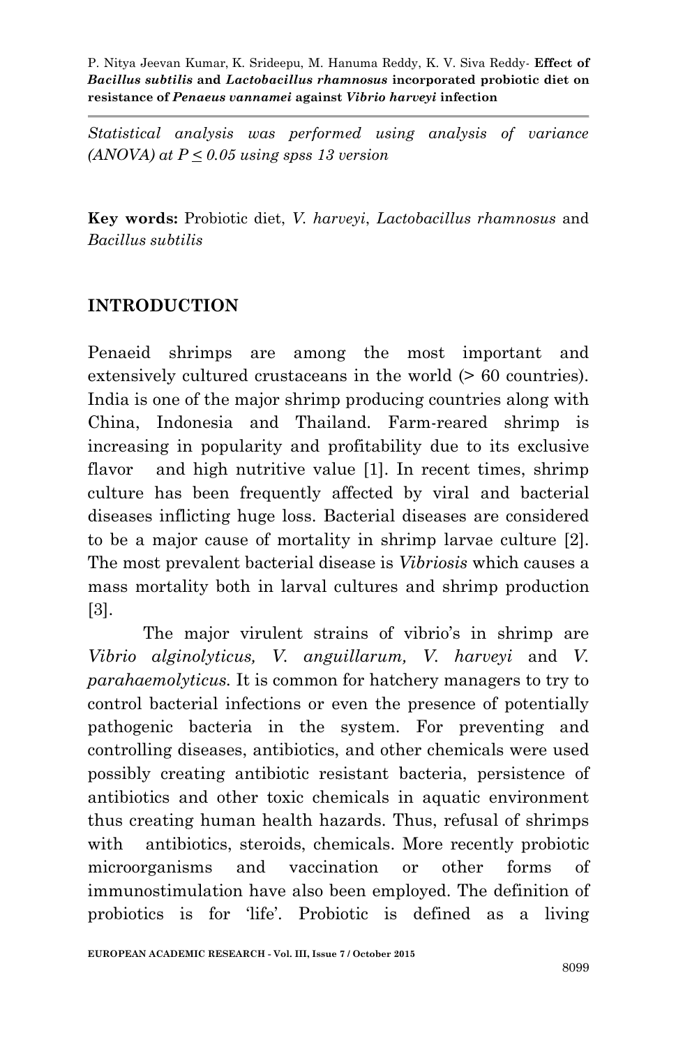*Statistical analysis was performed using analysis of variance (ANOVA) at P ≤ 0.05 using spss 13 version*

**Key words:** Probiotic diet, *V. harveyi*, *Lactobacillus rhamnosus* and *Bacillus subtilis*

## INTRODUCTION

Penaeid shrimps are among the most important and extensively cultured crustaceans in the world (> 60 countries). India is one of the major shrimp producing countries along with China, Indonesia and Thailand. Farm-reared shrimp is increasing in popularity and profitability due to its exclusive flavor and high nutritive value [1]. In recent times, shrimp culture has been frequently affected by viral and bacterial diseases inflicting huge loss. Bacterial diseases are considered to be a major cause of mortality in shrimp larvae culture [2]. The most prevalent bacterial disease is *Vibriosis* which causes a mass mortality both in larval cultures and shrimp production [3].

The major virulent strains of vibrio's in shrimp are *Vibrio alginolyticus, V. anguillarum, V. harveyi* and *V. parahaemolyticus.* It is common for hatchery managers to try to control bacterial infections or even the presence of potentially pathogenic bacteria in the system. For preventing and controlling diseases, antibiotics, and other chemicals were used possibly creating antibiotic resistant bacteria, persistence of antibiotics and other toxic chemicals in aquatic environment thus creating human health hazards. Thus, refusal of shrimps with antibiotics, steroids, chemicals. More recently probiotic microorganisms and vaccination or other forms of immunostimulation have also been employed. The definition of probiotics is for 'life'. Probiotic is defined as a living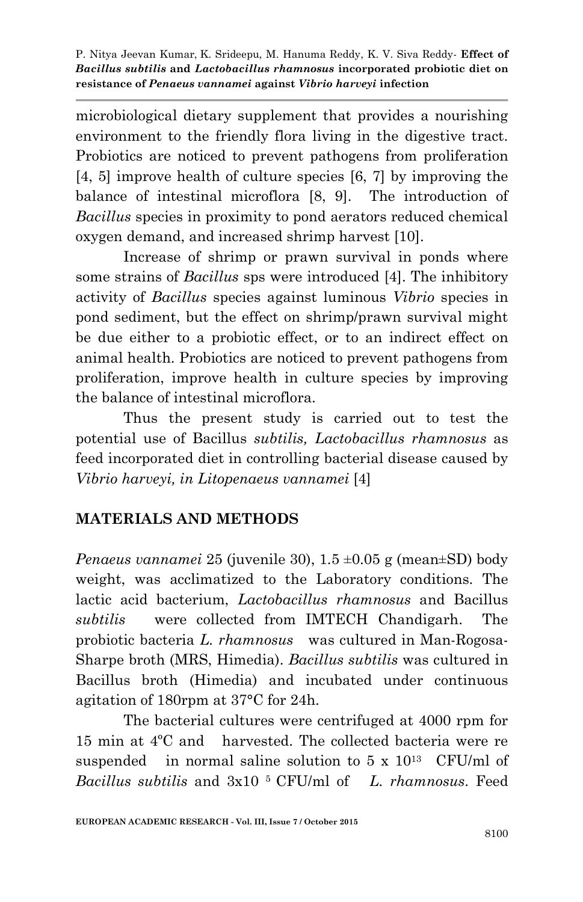microbiological dietary supplement that provides a nourishing environment to the friendly flora living in the digestive tract. Probiotics are noticed to prevent pathogens from proliferation [4, 5] improve health of culture species [6, 7] by improving the balance of intestinal microflora [8, 9]. The introduction of *Bacillus* species in proximity to pond aerators reduced chemical oxygen demand, and increased shrimp harvest [10].

Increase of shrimp or prawn survival in ponds where some strains of *Bacillus* sps were introduced [4]. The inhibitory activity of *Bacillus* species against luminous *Vibrio* species in pond sediment, but the effect on shrimp/prawn survival might be due either to a probiotic effect, or to an indirect effect on animal health. Probiotics are noticed to prevent pathogens from proliferation, improve health in culture species by improving the balance of intestinal microflora.

Thus the present study is carried out to test the potential use of Bacillus *subtilis, Lactobacillus rhamnosus* as feed incorporated diet in controlling bacterial disease caused by *Vibrio harveyi, in Litopenaeus vannamei* [4]

## MATERIALS AND METHODS

*Penaeus vannamei* 25 (juvenile 30), 1.5 ±0.05 g (mean±SD) body weight, was acclimatized to the Laboratory conditions. The lactic acid bacterium, *Lactobacillus rhamnosus* and Bacillus *subtilis* were collected from IMTECH Chandigarh. The probiotic bacteria *L. rhamnosus* was cultured in Man-Rogosa-Sharpe broth (MRS, Himedia). *Bacillus subtilis* was cultured in Bacillus broth (Himedia) and incubated under continuous agitation of 180rpm at 37°C for 24h.

The bacterial cultures were centrifuged at 4000 rpm for 15 min at 4ºC and harvested. The collected bacteria were re suspended in normal saline solution to $5 \times 10^{13}$ CFU/ml of *Bacillus subtilis* and $3 \times 10^{5}$ CFU/ml of *L. rhamnosus*. Feed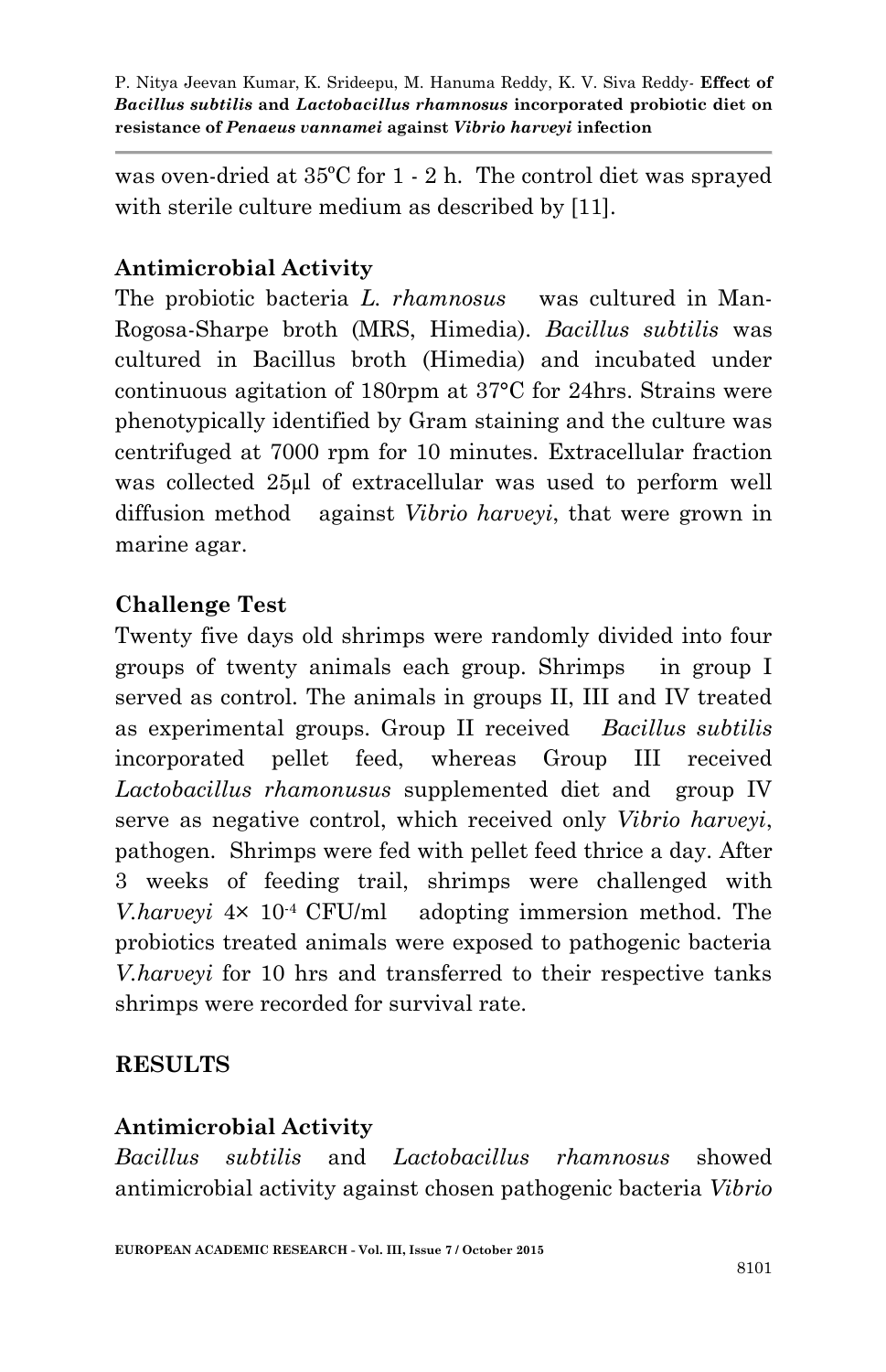was oven-dried at 35ºC for 1 - 2 h. The control diet was sprayed with sterile culture medium as described by [11].

### Antimicrobial Activity

The probiotic bacteria *L. rhamnosus* was cultured in Man-Rogosa-Sharpe broth (MRS, Himedia). *Bacillus subtilis* was cultured in Bacillus broth (Himedia) and incubated under continuous agitation of 180rpm at 37°C for 24hrs. Strains were phenotypically identified by Gram staining and the culture was centrifuged at 7000 rpm for 10 minutes. Extracellular fraction was collected 25µl of extracellular was used to perform well diffusion method against *Vibrio harveyi*, that were grown in marine agar.

### Challenge Test

Twenty five days old shrimps were randomly divided into four groups of twenty animals each group. Shrimps in group I served as control. The animals in groups II, III and IV treated as experimental groups. Group II received *Bacillus subtilis* incorporated pellet feed, whereas Group III received *Lactobacillus rhamonusus* supplemented diet and group IV serve as negative control, which received only *Vibrio harveyi*, pathogen. Shrimps were fed with pellet feed thrice a day. After 3 weeks of feeding trail, shrimps were challenged with *V.harveyi* $4\times 10^{-4}$ CFU/ml adopting immersion method. The probiotics treated animals were exposed to pathogenic bacteria *V.harveyi* for 10 hrs and transferred to their respective tanks shrimps were recorded for survival rate.

## RESULTS

### Antimicrobial Activity

*Bacillus subtilis* and *Lactobacillus rhamnosus* showed antimicrobial activity against chosen pathogenic bacteria *Vibrio*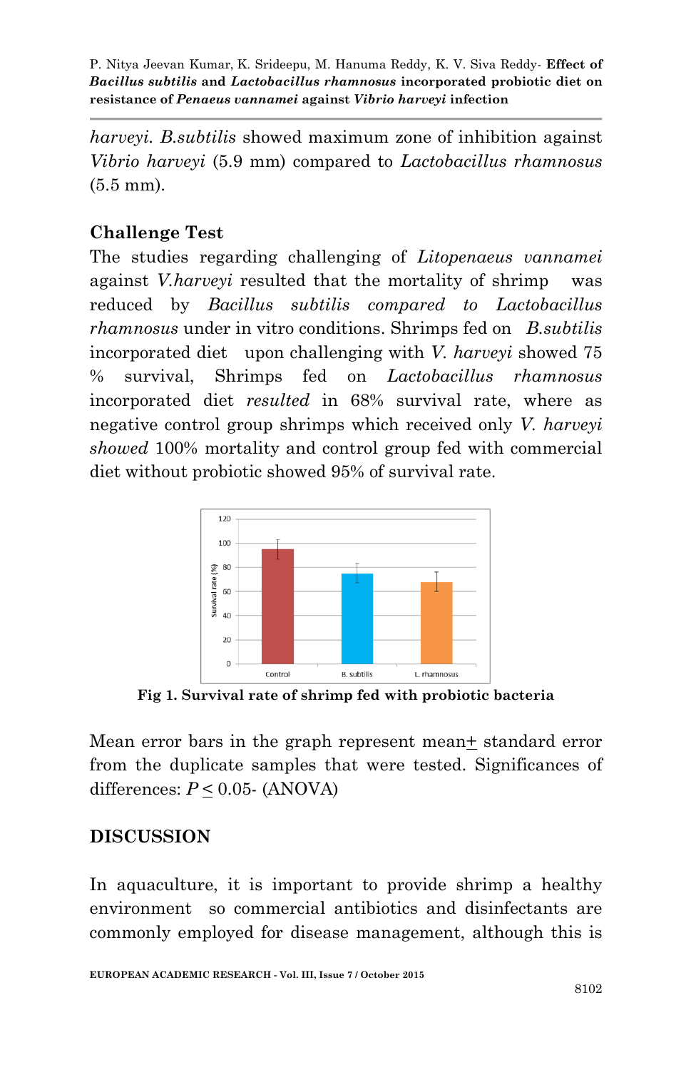*harveyi. B.subtilis* showed maximum zone of inhibition against *Vibrio harveyi* (5.9 mm) compared to *Lactobacillus rhamnosus* (5.5 mm).

### Challenge Test

The studies regarding challenging of *Litopenaeus vannamei* against *V.harveyi* resulted that the mortality of shrimp was reduced by *Bacillus subtilis compared to Lactobacillus rhamnosus* under in vitro conditions. Shrimps fed on *B.subtilis* incorporated diet upon challenging with *V. harveyi* showed 75 % survival, Shrimps fed on *Lactobacillus rhamnosus* incorporated diet *resulted* in 68% survival rate, where as negative control group shrimps which received only *V. harveyi showed* 100% mortality and control group fed with commercial diet without probiotic showed 95% of survival rate.

**Fig 1. Survival rate of shrimp fed with probiotic bacteria**

Mean error bars in the graph represent mean$\pm$ standard error from the duplicate samples that were tested. Significances of differences: $P \leq 0.05$- (ANOVA)

## DISCUSSION

In aquaculture, it is important to provide shrimp a healthy environment so commercial antibiotics and disinfectants are commonly employed for disease management, although this is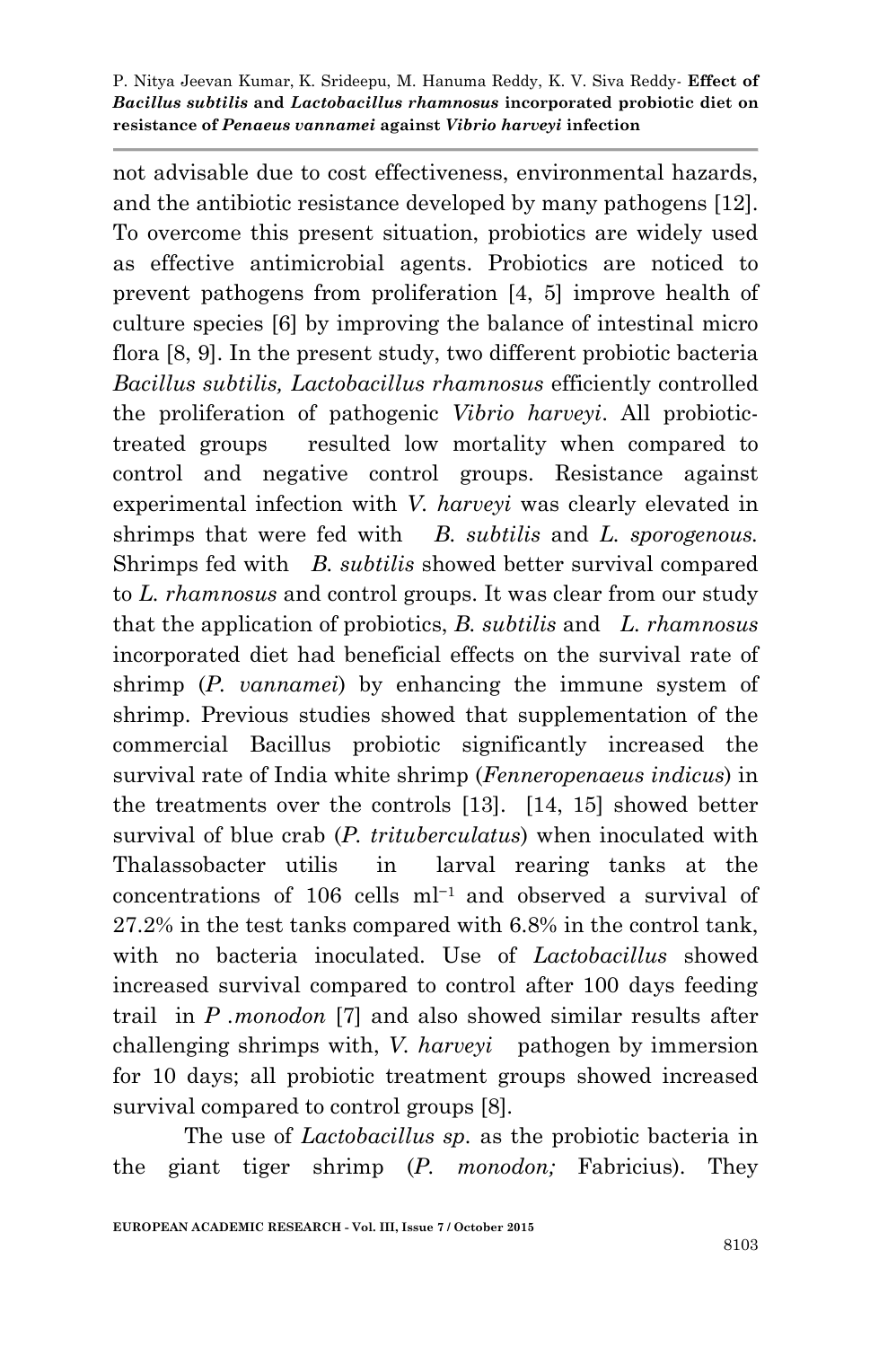not advisable due to cost effectiveness, environmental hazards, and the antibiotic resistance developed by many pathogens [12]. To overcome this present situation, probiotics are widely used as effective antimicrobial agents. Probiotics are noticed to prevent pathogens from proliferation [4, 5] improve health of culture species [6] by improving the balance of intestinal micro flora [8, 9]. In the present study, two different probiotic bacteria *Bacillus subtilis, Lactobacillus rhamnosus* efficiently controlled the proliferation of pathogenic *Vibrio harveyi*. All probiotic-treated groups resulted low mortality when compared to control and negative control groups. Resistance against experimental infection with *V. harveyi* was clearly elevated in shrimps that were fed with *B. subtilis* and *L. sporogenous.* Shrimps fed with *B. subtilis* showed better survival compared to *L. rhamnosus* and control groups. It was clear from our study that the application of probiotics, *B. subtilis* and *L. rhamnosus* incorporated diet had beneficial effects on the survival rate of shrimp (*P. vannamei*) by enhancing the immune system of shrimp. Previous studies showed that supplementation of the commercial Bacillus probiotic significantly increased the survival rate of India white shrimp (*Fenneropenaeus indicus*) in the treatments over the controls [13]. [14, 15] showed better survival of blue crab (*P. trituberculatus*) when inoculated with Thalassobacter utilis in larval rearing tanks at the concentrations of 106 cells $ml^{-1}$ and observed a survival of 27.2% in the test tanks compared with 6.8% in the control tank, with no bacteria inoculated. Use of *Lactobacillus* showed increased survival compared to control after 100 days feeding trail in *P .monodon* [7] and also showed similar results after challenging shrimps with, *V. harveyi* pathogen by immersion for 10 days; all probiotic treatment groups showed increased survival compared to control groups [8].

The use of *Lactobacillus sp.* as the probiotic bacteria in the giant tiger shrimp (*P. monodon;* Fabricius). They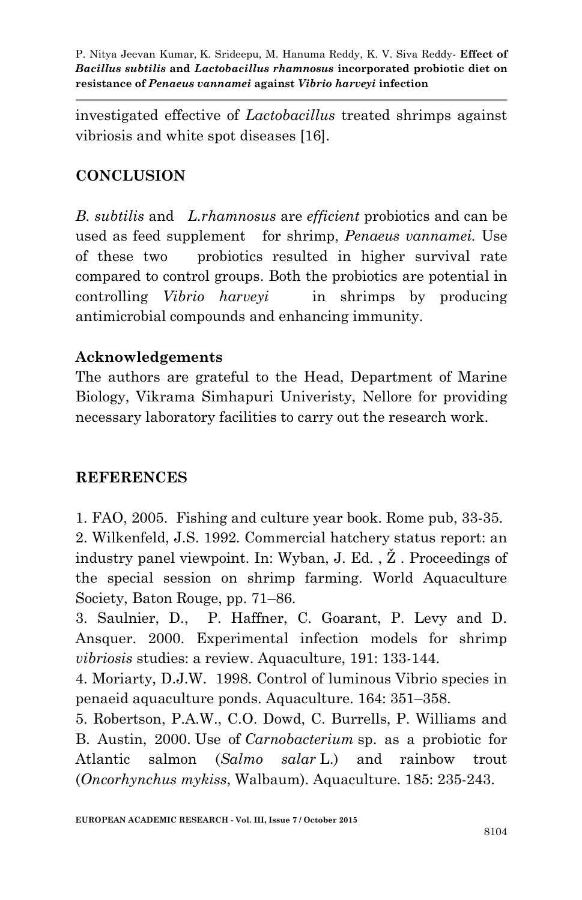investigated effective of *Lactobacillus* treated shrimps against vibriosis and white spot diseases [16].

## CONCLUSION

*B. subtilis* and *L.rhamnosus* are *efficient* probiotics and can be used as feed supplement for shrimp, *Penaeus vannamei.* Use of these two probiotics resulted in higher survival rate compared to control groups. Both the probiotics are potential in controlling *Vibrio harveyi* in shrimps by producing antimicrobial compounds and enhancing immunity.

### Acknowledgements

The authors are grateful to the Head, Department of Marine Biology, Vikrama Simhapuri Univeristy, Nellore for providing necessary laboratory facilities to carry out the research work.

## REFERENCES

1. FAO, 2005. Fishing and culture year book. Rome pub, 33-35.
2. Wilkenfeld, J.S. 1992. Commercial hatchery status report: an industry panel viewpoint. In: Wyban, J. Ed. , Ž . Proceedings of the special session on shrimp farming. World Aquaculture Society, Baton Rouge, pp. 71–86.
3. Saulnier, D., P. Haffner, C. Goarant, P. Levy and D. Ansquer. 2000. Experimental infection models for shrimp *vibriosis* studies: a review. Aquaculture, 191: 133-144.
4. Moriarty, D.J.W. 1998. Control of luminous Vibrio species in penaeid aquaculture ponds. Aquaculture. 164: 351–358.
5. Robertson, P.A.W., C.O. Dowd, C. Burrells, P. Williams and B. Austin, 2000. Use of *Carnobacterium* sp. as a probiotic for Atlantic salmon (*Salmo salar* L.) and rainbow trout (*Oncorhynchus mykiss*, Walbaum). Aquaculture. 185: 235-243.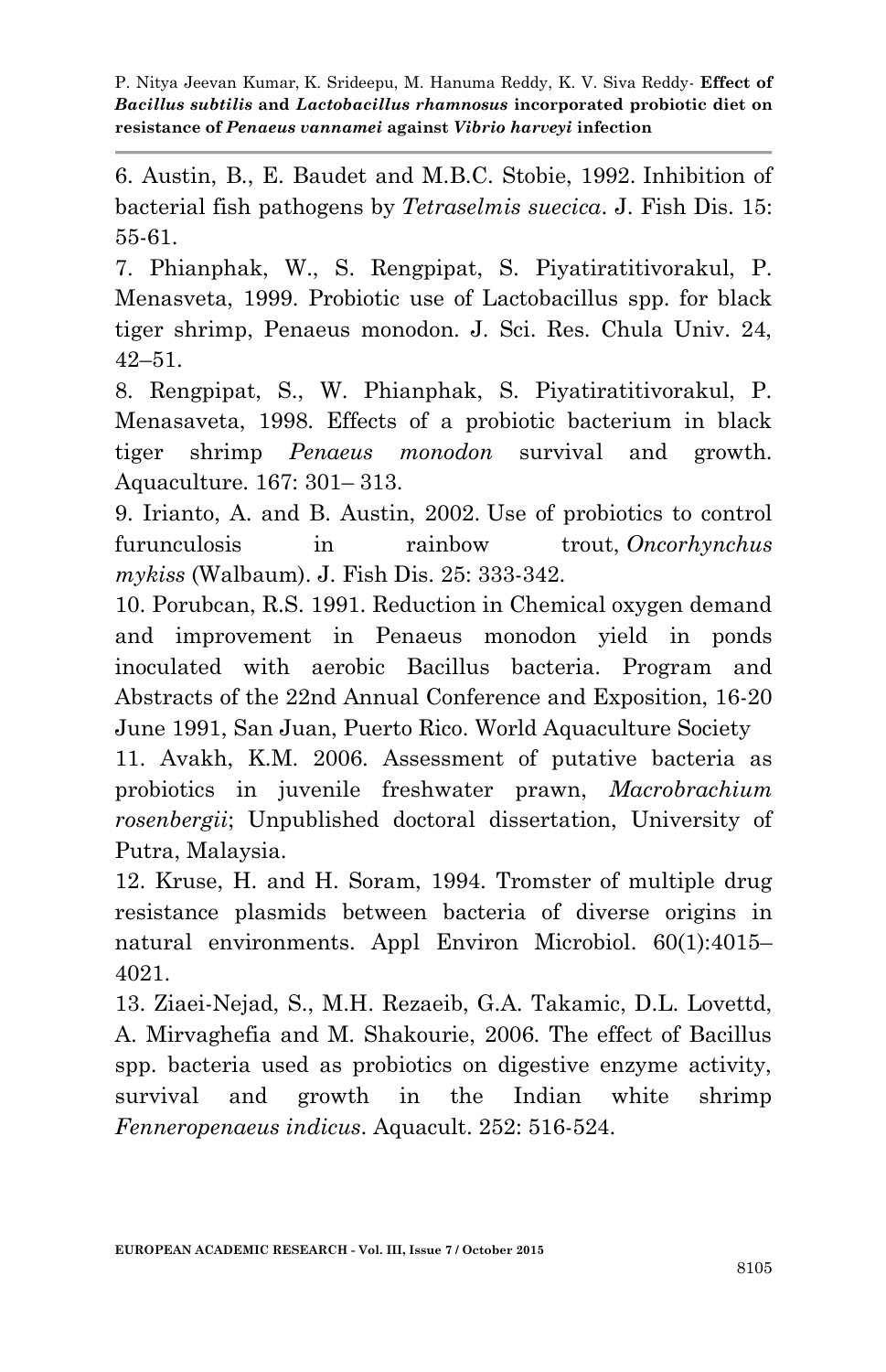6. Austin, B., E. Baudet and M.B.C. Stobie, 1992. Inhibition of bacterial fish pathogens by *Tetraselmis suecica*. J. Fish Dis. 15: 55-61.

7. Phianphak, W., S. Rengpipat, S. Piyatiratitivorakul, P. Menasveta, 1999. Probiotic use of Lactobacillus spp. for black tiger shrimp, Penaeus monodon. J. Sci. Res. Chula Univ. 24, 42–51.

8. Rengpipat, S., W. Phianphak, S. Piyatiratitivorakul, P. Menasaveta, 1998. Effects of a probiotic bacterium in black tiger shrimp *Penaeus monodon* survival and growth. Aquaculture. 167: 301– 313.

9. Irianto, A. and B. Austin, 2002. Use of probiotics to control furunculosis in rainbow trout, *Oncorhynchus mykiss* (Walbaum). J. Fish Dis. 25: 333-342.

10. Porubcan, R.S. 1991. Reduction in Chemical oxygen demand and improvement in Penaeus monodon yield in ponds inoculated with aerobic Bacillus bacteria. Program and Abstracts of the 22nd Annual Conference and Exposition, 16-20 June 1991, San Juan, Puerto Rico. World Aquaculture Society

11. Avakh, K.M. 2006. Assessment of putative bacteria as probiotics in juvenile freshwater prawn, *Macrobrachium rosenbergii*; Unpublished doctoral dissertation, University of Putra, Malaysia.

12. Kruse, H. and H. Soram, 1994. Tromster of multiple drug resistance plasmids between bacteria of diverse origins in natural environments. Appl Environ Microbiol. 60(1):4015–4021.

13. Ziaei-Nejad, S., M.H. Rezaeib, G.A. Takamic, D.L. Lovettd, A. Mirvaghefia and M. Shakourie, 2006. The effect of Bacillus spp. bacteria used as probiotics on digestive enzyme activity, survival and growth in the Indian white shrimp *Fenneropenaeus indicus*. Aquacult. 252: 516-524.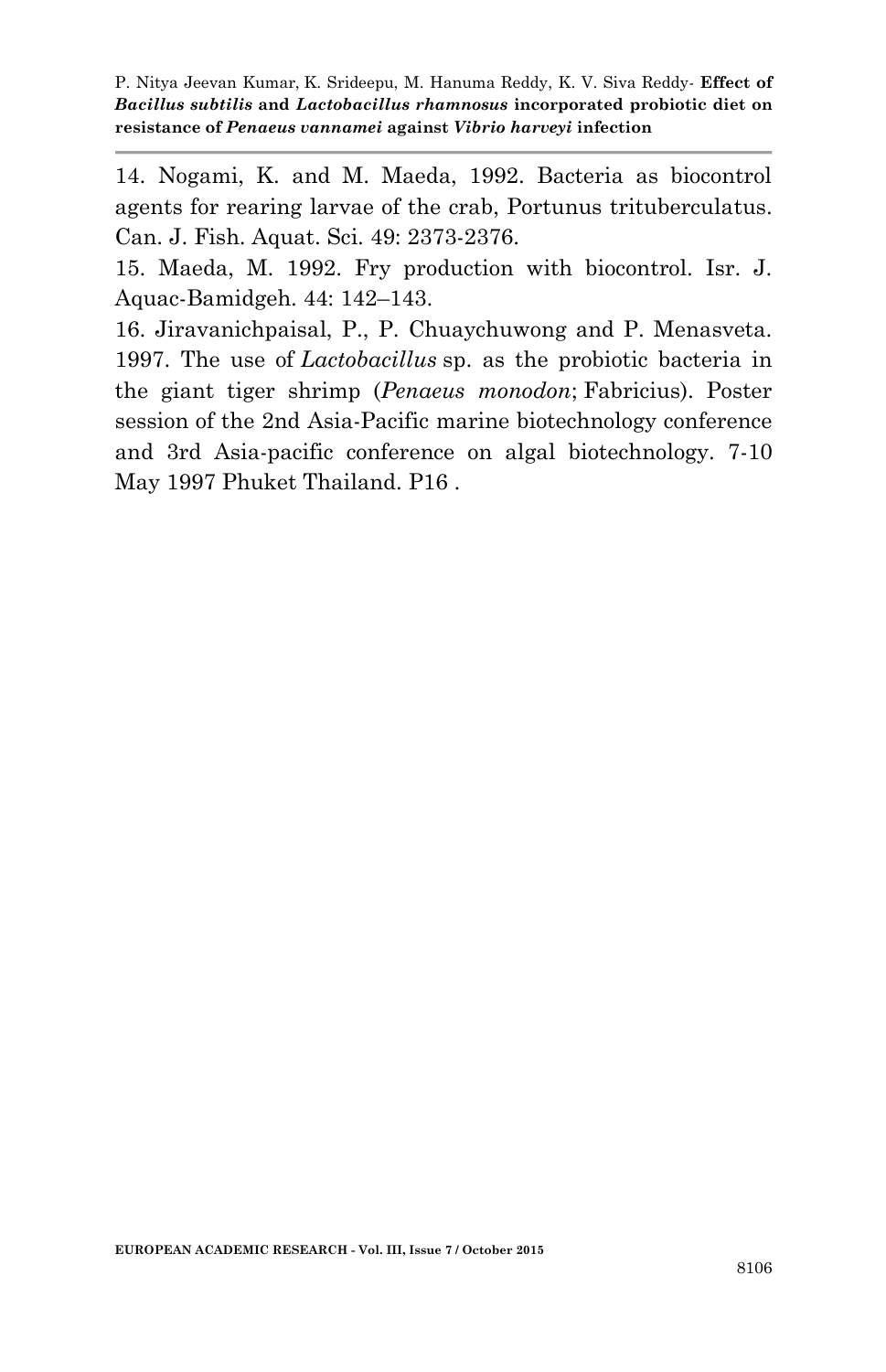14. Nogami, K. and M. Maeda, 1992. Bacteria as biocontrol agents for rearing larvae of the crab, Portunus trituberculatus. Can. J. Fish. Aquat. Sci. 49: 2373-2376.

15. Maeda, M. 1992. Fry production with biocontrol. Isr. J. Aquac-Bamidgeh. 44: 142–143.

16. Jiravanichpaisal, P., P. Chuaychuwong and P. Menasveta. 1997. The use of *Lactobacillus* sp. as the probiotic bacteria in the giant tiger shrimp (*Penaeus monodon*; Fabricius). Poster session of the 2nd Asia-Pacific marine biotechnology conference and 3rd Asia-pacific conference on algal biotechnology. 7-10 May 1997 Phuket Thailand. P16 .